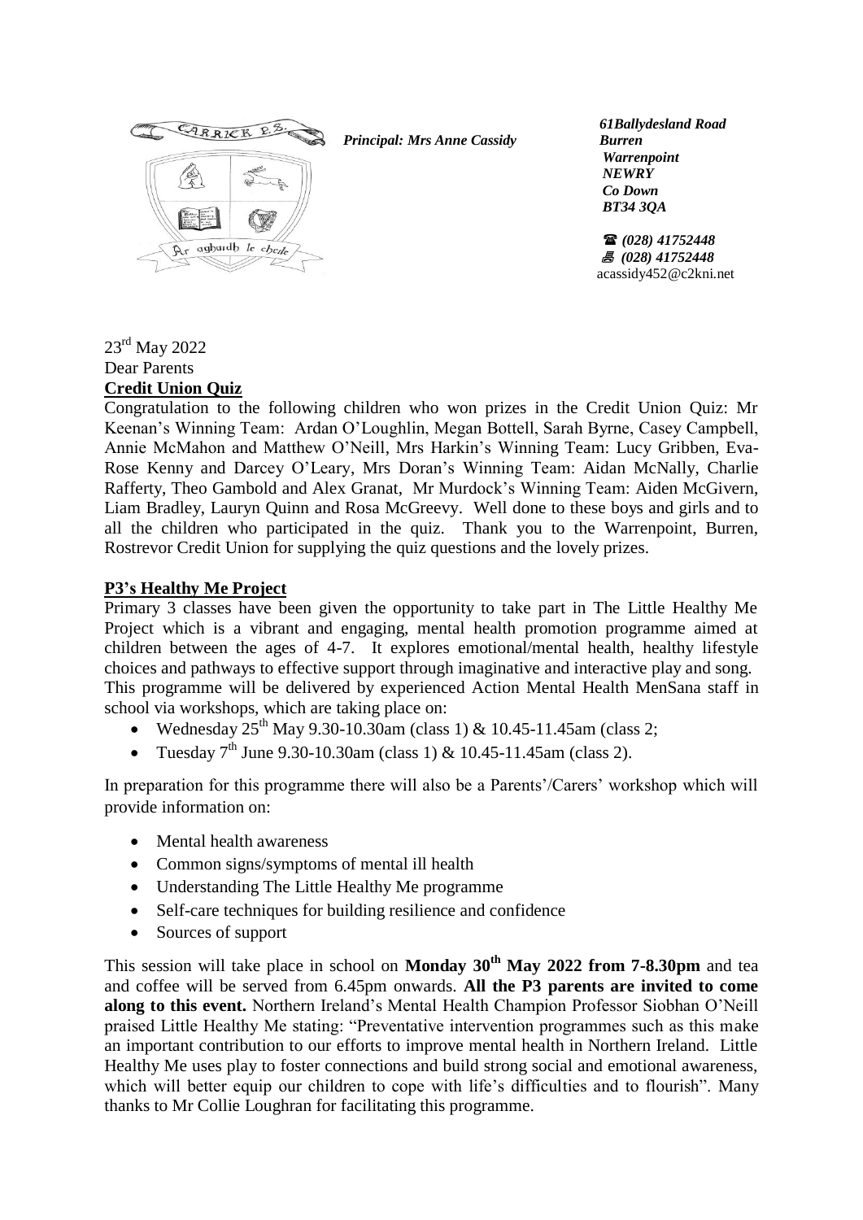*Principal: Mrs Anne Cassidy*

*61Ballydesland Road*
*Burren*
*Warrenpoint*
*NEWRY*
*Co Down*
*BT34 3QA*

☎ *(028) 41752448*
🖷 *(028) 41752448*
acassidy452@c2kni.net

23rd May 2022

Dear Parents

**Credit Union Quiz**

Congratulation to the following children who won prizes in the Credit Union Quiz: Mr Keenan's Winning Team: Ardan O'Loughlin, Megan Bottell, Sarah Byrne, Casey Campbell, Annie McMahon and Matthew O'Neill, Mrs Harkin's Winning Team: Lucy Gribben, Eva-Rose Kenny and Darcey O'Leary, Mrs Doran's Winning Team: Aidan McNally, Charlie Rafferty, Theo Gambold and Alex Granat, Mr Murdock's Winning Team: Aiden McGivern, Liam Bradley, Lauryn Quinn and Rosa McGreevy. Well done to these boys and girls and to all the children who participated in the quiz. Thank you to the Warrenpoint, Burren, Rostrevor Credit Union for supplying the quiz questions and the lovely prizes.

**P3's Healthy Me Project**

Primary 3 classes have been given the opportunity to take part in The Little Healthy Me Project which is a vibrant and engaging, mental health promotion programme aimed at children between the ages of 4-7. It explores emotional/mental health, healthy lifestyle choices and pathways to effective support through imaginative and interactive play and song. This programme will be delivered by experienced Action Mental Health MenSana staff in school via workshops, which are taking place on:

- Wednesday 25th May 9.30-10.30am (class 1) & 10.45-11.45am (class 2;
- Tuesday 7th June 9.30-10.30am (class 1) & 10.45-11.45am (class 2).

In preparation for this programme there will also be a Parents'/Carers' workshop which will provide information on:

- Mental health awareness
- Common signs/symptoms of mental ill health
- Understanding The Little Healthy Me programme
- Self-care techniques for building resilience and confidence
- Sources of support

This session will take place in school on **Monday 30th May 2022 from 7-8.30pm** and tea and coffee will be served from 6.45pm onwards. **All the P3 parents are invited to come along to this event.** Northern Ireland's Mental Health Champion Professor Siobhan O'Neill praised Little Healthy Me stating: "Preventative intervention programmes such as this make an important contribution to our efforts to improve mental health in Northern Ireland. Little Healthy Me uses play to foster connections and build strong social and emotional awareness, which will better equip our children to cope with life's difficulties and to flourish". Many thanks to Mr Collie Loughran for facilitating this programme.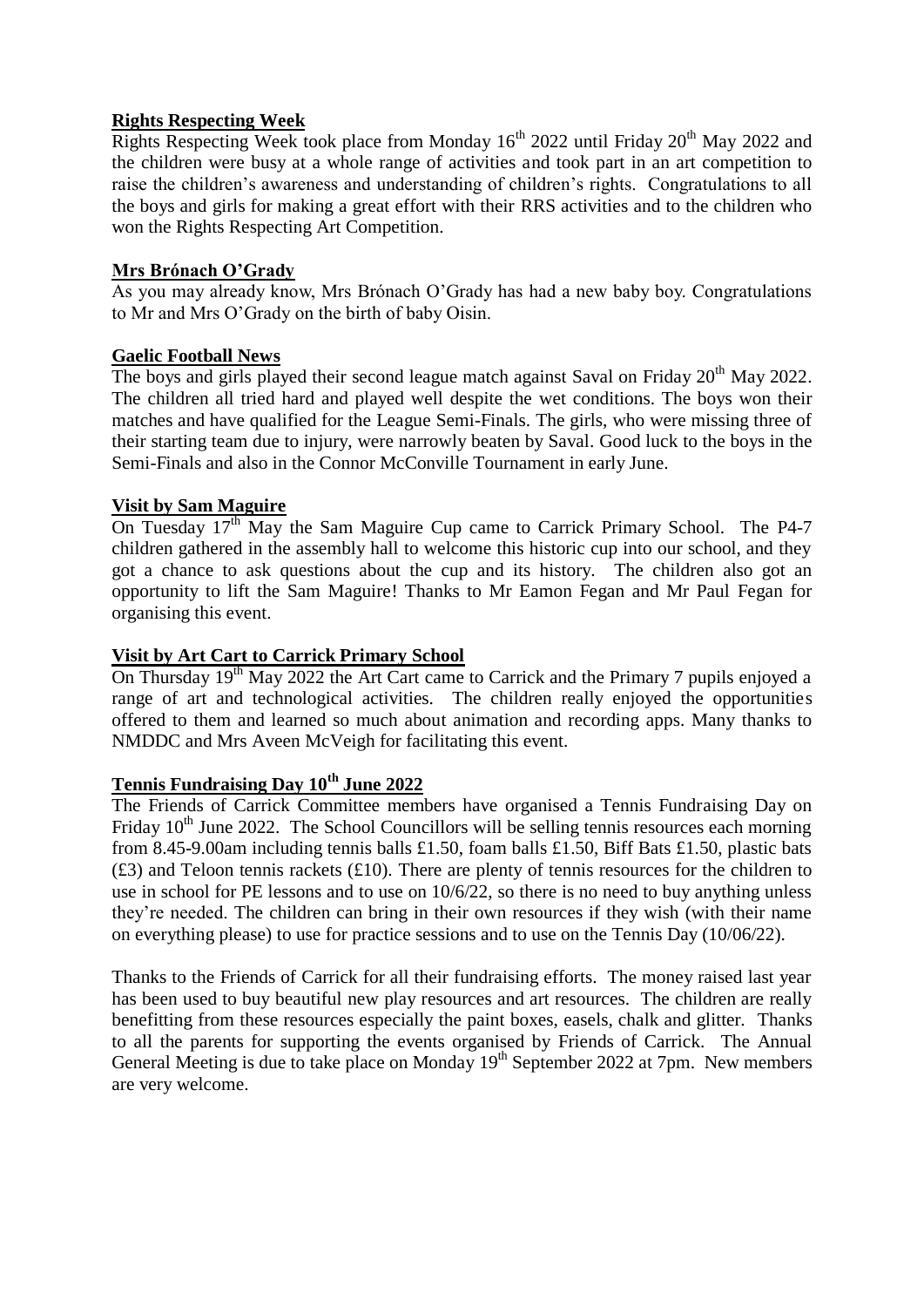**Rights Respecting Week**

Rights Respecting Week took place from Monday 16th 2022 until Friday 20th May 2022 and the children were busy at a whole range of activities and took part in an art competition to raise the children's awareness and understanding of children's rights. Congratulations to all the boys and girls for making a great effort with their RRS activities and to the children who won the Rights Respecting Art Competition.

**Mrs Brónach O'Grady**

As you may already know, Mrs Brónach O'Grady has had a new baby boy. Congratulations to Mr and Mrs O'Grady on the birth of baby Oisin.

**Gaelic Football News**

The boys and girls played their second league match against Saval on Friday 20th May 2022. The children all tried hard and played well despite the wet conditions. The boys won their matches and have qualified for the League Semi-Finals. The girls, who were missing three of their starting team due to injury, were narrowly beaten by Saval. Good luck to the boys in the Semi-Finals and also in the Connor McConville Tournament in early June.

**Visit by Sam Maguire**

On Tuesday 17th May the Sam Maguire Cup came to Carrick Primary School. The P4-7 children gathered in the assembly hall to welcome this historic cup into our school, and they got a chance to ask questions about the cup and its history. The children also got an opportunity to lift the Sam Maguire! Thanks to Mr Eamon Fegan and Mr Paul Fegan for organising this event.

**Visit by Art Cart to Carrick Primary School**

On Thursday 19th May 2022 the Art Cart came to Carrick and the Primary 7 pupils enjoyed a range of art and technological activities. The children really enjoyed the opportunities offered to them and learned so much about animation and recording apps. Many thanks to NMDDC and Mrs Aveen McVeigh for facilitating this event.

**Tennis Fundraising Day 10th June 2022**

The Friends of Carrick Committee members have organised a Tennis Fundraising Day on Friday 10th June 2022. The School Councillors will be selling tennis resources each morning from 8.45-9.00am including tennis balls £1.50, foam balls £1.50, Biff Bats £1.50, plastic bats (£3) and Teloon tennis rackets (£10). There are plenty of tennis resources for the children to use in school for PE lessons and to use on 10/6/22, so there is no need to buy anything unless they're needed. The children can bring in their own resources if they wish (with their name on everything please) to use for practice sessions and to use on the Tennis Day (10/06/22).

Thanks to the Friends of Carrick for all their fundraising efforts. The money raised last year has been used to buy beautiful new play resources and art resources. The children are really benefitting from these resources especially the paint boxes, easels, chalk and glitter. Thanks to all the parents for supporting the events organised by Friends of Carrick. The Annual General Meeting is due to take place on Monday 19th September 2022 at 7pm. New members are very welcome.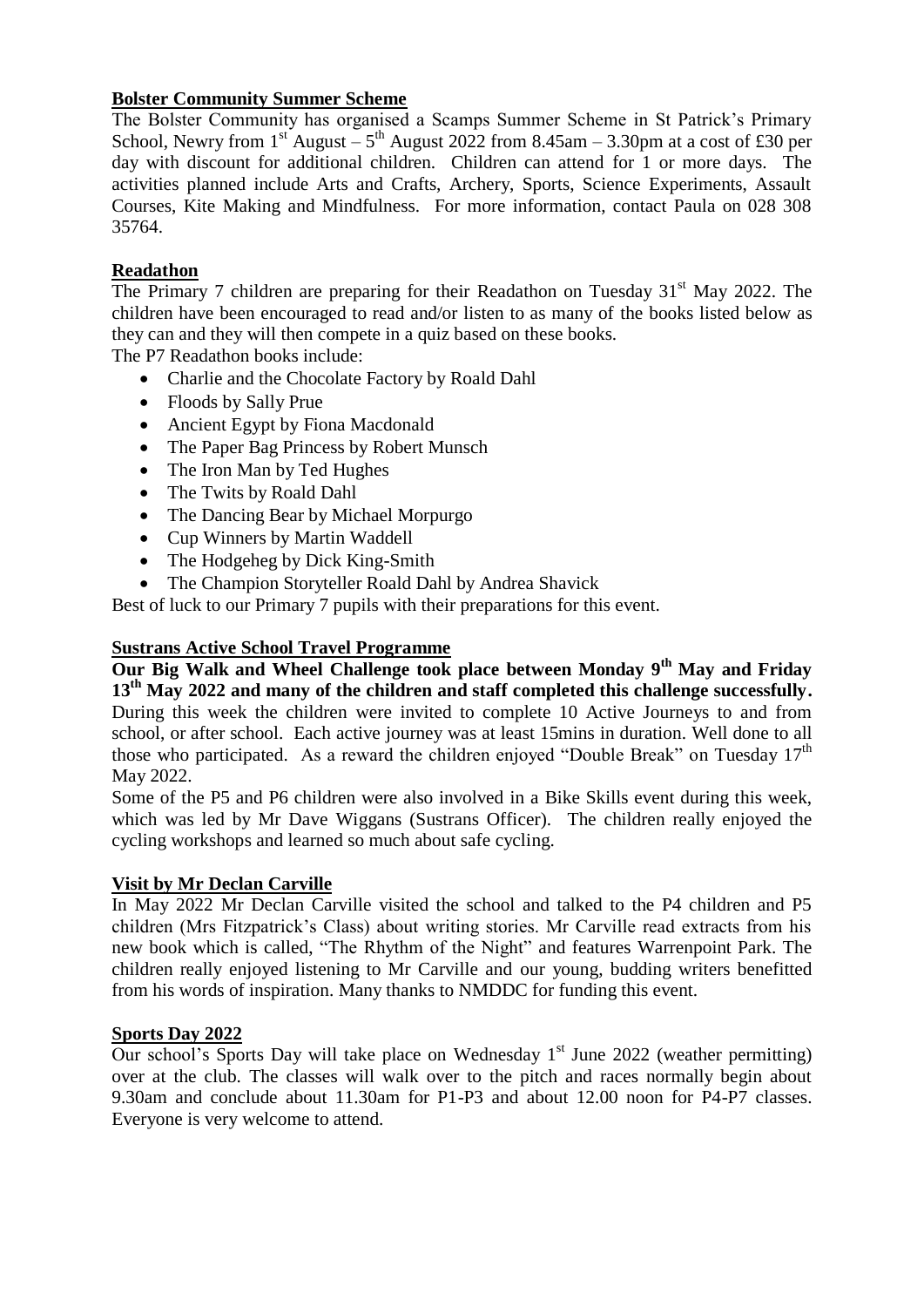## Bolster Community Summer Scheme

The Bolster Community has organised a Scamps Summer Scheme in St Patrick's Primary School, Newry from 1st August – 5th August 2022 from 8.45am – 3.30pm at a cost of £30 per day with discount for additional children. Children can attend for 1 or more days. The activities planned include Arts and Crafts, Archery, Sports, Science Experiments, Assault Courses, Kite Making and Mindfulness. For more information, contact Paula on 028 308 35764.

## Readathon

The Primary 7 children are preparing for their Readathon on Tuesday 31st May 2022. The children have been encouraged to read and/or listen to as many of the books listed below as they can and they will then compete in a quiz based on these books.

The P7 Readathon books include:

- Charlie and the Chocolate Factory by Roald Dahl
- Floods by Sally Prue
- Ancient Egypt by Fiona Macdonald
- The Paper Bag Princess by Robert Munsch
- The Iron Man by Ted Hughes
- The Twits by Roald Dahl
- The Dancing Bear by Michael Morpurgo
- Cup Winners by Martin Waddell
- The Hodgeheg by Dick King-Smith
- The Champion Storyteller Roald Dahl by Andrea Shavick

Best of luck to our Primary 7 pupils with their preparations for this event.

## Sustrans Active School Travel Programme

**Our Big Walk and Wheel Challenge took place between Monday 9th May and Friday 13th May 2022 and many of the children and staff completed this challenge successfully.** During this week the children were invited to complete 10 Active Journeys to and from school, or after school. Each active journey was at least 15mins in duration. Well done to all those who participated. As a reward the children enjoyed "Double Break" on Tuesday 17th May 2022.

Some of the P5 and P6 children were also involved in a Bike Skills event during this week, which was led by Mr Dave Wiggans (Sustrans Officer). The children really enjoyed the cycling workshops and learned so much about safe cycling.

## Visit by Mr Declan Carville

In May 2022 Mr Declan Carville visited the school and talked to the P4 children and P5 children (Mrs Fitzpatrick's Class) about writing stories. Mr Carville read extracts from his new book which is called, "The Rhythm of the Night" and features Warrenpoint Park. The children really enjoyed listening to Mr Carville and our young, budding writers benefitted from his words of inspiration. Many thanks to NMDDC for funding this event.

## Sports Day 2022

Our school's Sports Day will take place on Wednesday 1st June 2022 (weather permitting) over at the club. The classes will walk over to the pitch and races normally begin about 9.30am and conclude about 11.30am for P1-P3 and about 12.00 noon for P4-P7 classes. Everyone is very welcome to attend.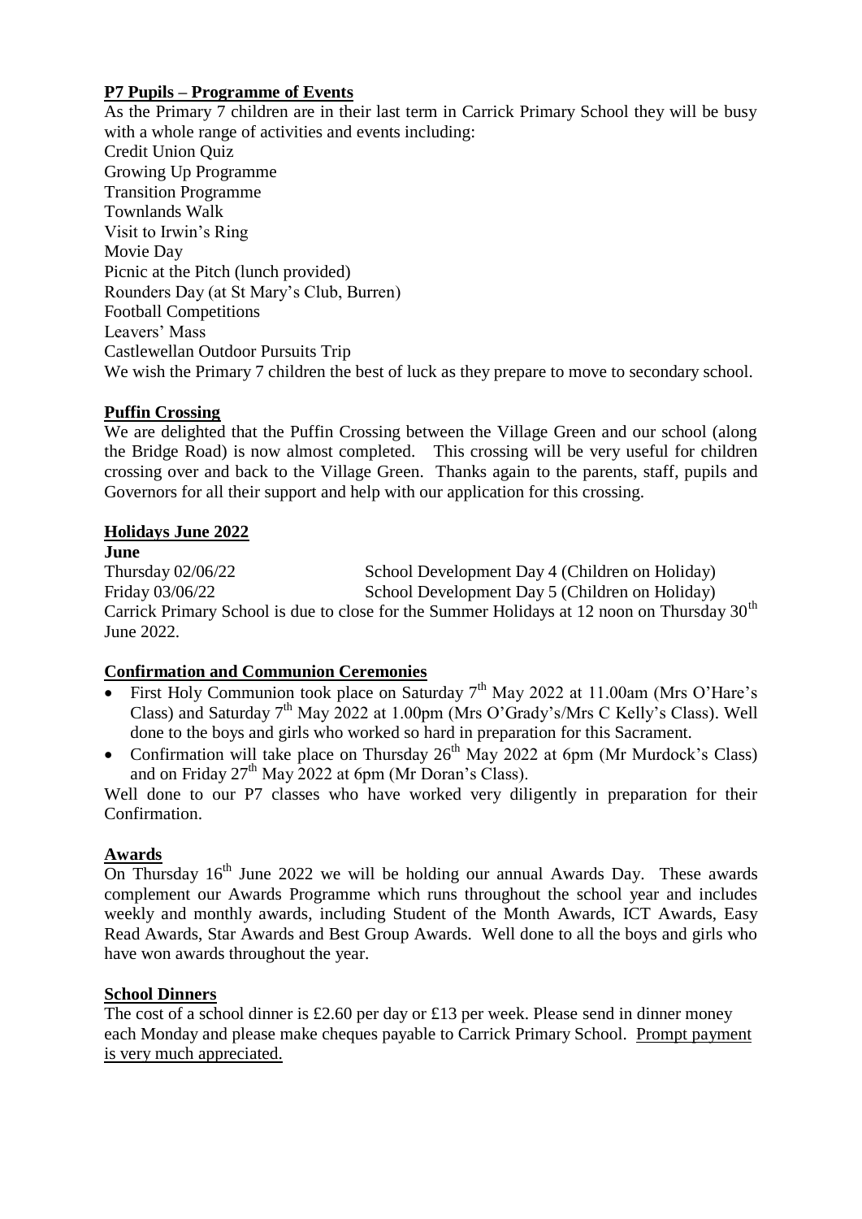## **P7 Pupils – Programme of Events**

As the Primary 7 children are in their last term in Carrick Primary School they will be busy with a whole range of activities and events including:

Credit Union Quiz
Growing Up Programme
Transition Programme
Townlands Walk
Visit to Irwin's Ring
Movie Day
Picnic at the Pitch (lunch provided)
Rounders Day (at St Mary's Club, Burren)
Football Competitions
Leavers' Mass
Castlewellan Outdoor Pursuits Trip

We wish the Primary 7 children the best of luck as they prepare to move to secondary school.

## **Puffin Crossing**

We are delighted that the Puffin Crossing between the Village Green and our school (along the Bridge Road) is now almost completed. This crossing will be very useful for children crossing over and back to the Village Green. Thanks again to the parents, staff, pupils and Governors for all their support and help with our application for this crossing.

## **Holidays June 2022**

**June**

| | |
|---|---|
| Thursday 02/06/22 | School Development Day 4 (Children on Holiday) |
| Friday 03/06/22 | School Development Day 5 (Children on Holiday) |

Carrick Primary School is due to close for the Summer Holidays at 12 noon on Thursday 30th June 2022.

## **Confirmation and Communion Ceremonies**

- First Holy Communion took place on Saturday 7th May 2022 at 11.00am (Mrs O'Hare's Class) and Saturday 7th May 2022 at 1.00pm (Mrs O'Grady's/Mrs C Kelly's Class). Well done to the boys and girls who worked so hard in preparation for this Sacrament.
- Confirmation will take place on Thursday 26th May 2022 at 6pm (Mr Murdock's Class) and on Friday 27th May 2022 at 6pm (Mr Doran's Class).

Well done to our P7 classes who have worked very diligently in preparation for their Confirmation.

## **Awards**

On Thursday 16th June 2022 we will be holding our annual Awards Day. These awards complement our Awards Programme which runs throughout the school year and includes weekly and monthly awards, including Student of the Month Awards, ICT Awards, Easy Read Awards, Star Awards and Best Group Awards. Well done to all the boys and girls who have won awards throughout the year.

## **School Dinners**

The cost of a school dinner is £2.60 per day or £13 per week. Please send in dinner money each Monday and please make cheques payable to Carrick Primary School. Prompt payment is very much appreciated.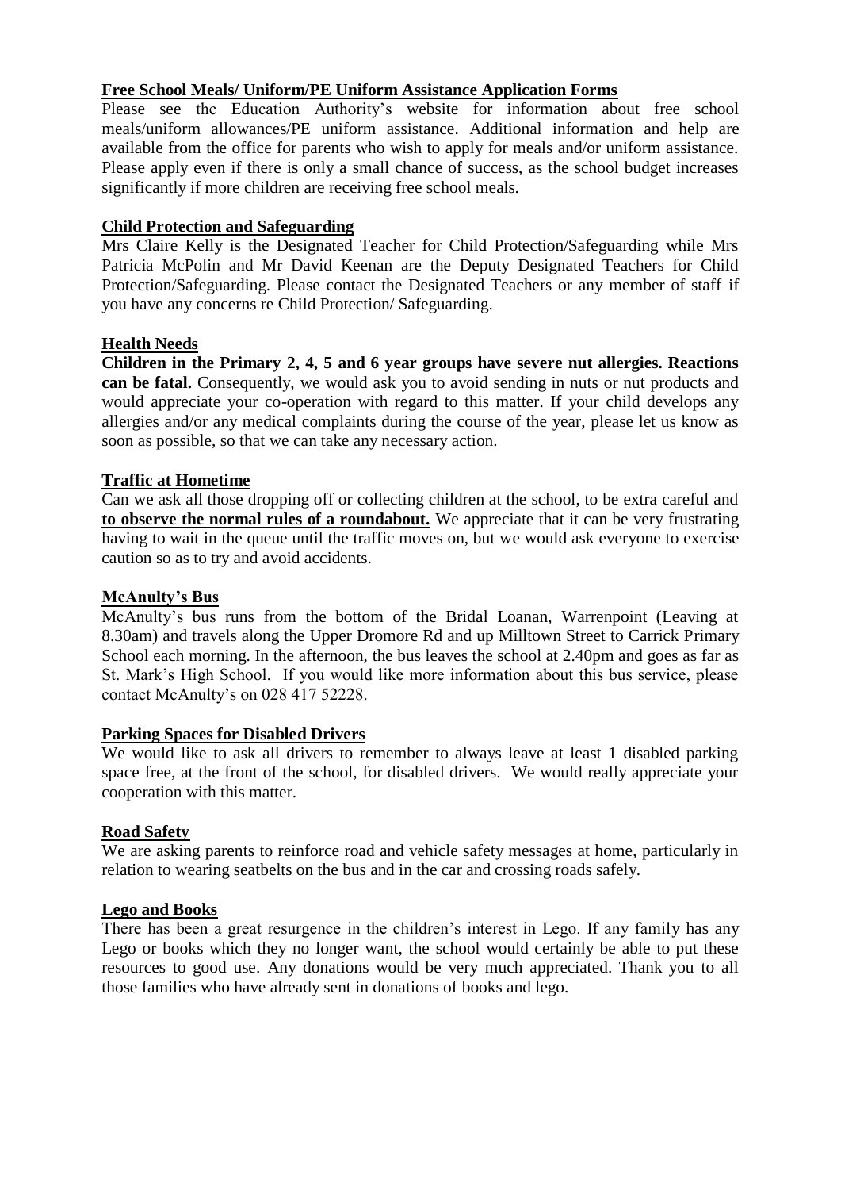**Free School Meals/ Uniform/PE Uniform Assistance Application Forms**

Please see the Education Authority's website for information about free school meals/uniform allowances/PE uniform assistance. Additional information and help are available from the office for parents who wish to apply for meals and/or uniform assistance. Please apply even if there is only a small chance of success, as the school budget increases significantly if more children are receiving free school meals.

**Child Protection and Safeguarding**

Mrs Claire Kelly is the Designated Teacher for Child Protection/Safeguarding while Mrs Patricia McPolin and Mr David Keenan are the Deputy Designated Teachers for Child Protection/Safeguarding. Please contact the Designated Teachers or any member of staff if you have any concerns re Child Protection/ Safeguarding.

**Health Needs**

**Children in the Primary 2, 4, 5 and 6 year groups have severe nut allergies. Reactions can be fatal.** Consequently, we would ask you to avoid sending in nuts or nut products and would appreciate your co-operation with regard to this matter. If your child develops any allergies and/or any medical complaints during the course of the year, please let us know as soon as possible, so that we can take any necessary action.

**Traffic at Hometime**

Can we ask all those dropping off or collecting children at the school, to be extra careful and **to observe the normal rules of a roundabout.** We appreciate that it can be very frustrating having to wait in the queue until the traffic moves on, but we would ask everyone to exercise caution so as to try and avoid accidents.

**McAnulty's Bus**

McAnulty's bus runs from the bottom of the Bridal Loanan, Warrenpoint (Leaving at 8.30am) and travels along the Upper Dromore Rd and up Milltown Street to Carrick Primary School each morning. In the afternoon, the bus leaves the school at 2.40pm and goes as far as St. Mark's High School. If you would like more information about this bus service, please contact McAnulty's on 028 417 52228.

**Parking Spaces for Disabled Drivers**

We would like to ask all drivers to remember to always leave at least 1 disabled parking space free, at the front of the school, for disabled drivers. We would really appreciate your cooperation with this matter.

**Road Safety**

We are asking parents to reinforce road and vehicle safety messages at home, particularly in relation to wearing seatbelts on the bus and in the car and crossing roads safely.

**Lego and Books**

There has been a great resurgence in the children's interest in Lego. If any family has any Lego or books which they no longer want, the school would certainly be able to put these resources to good use. Any donations would be very much appreciated. Thank you to all those families who have already sent in donations of books and lego.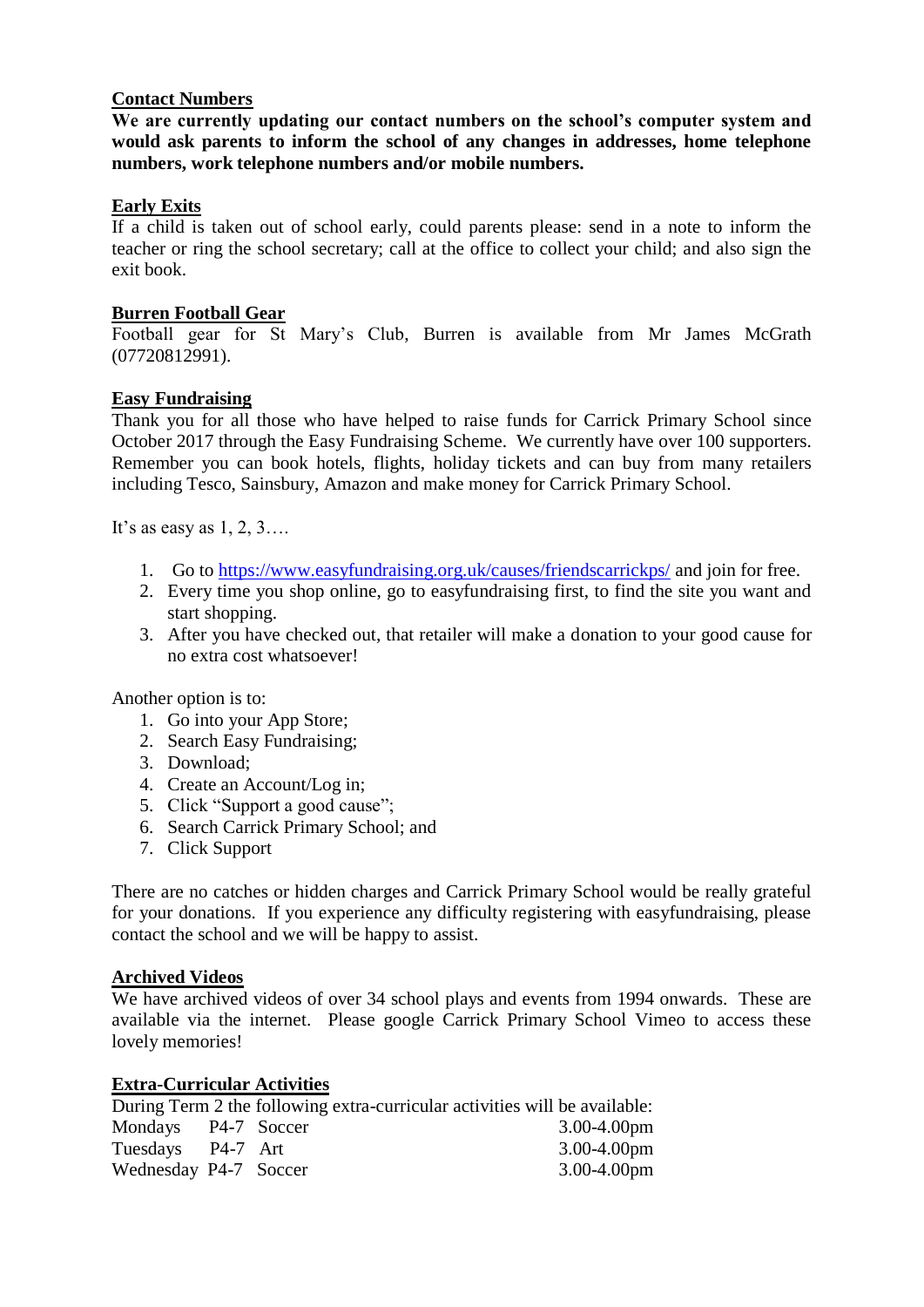**Contact Numbers**

**We are currently updating our contact numbers on the school's computer system and would ask parents to inform the school of any changes in addresses, home telephone numbers, work telephone numbers and/or mobile numbers.**

**Early Exits**

If a child is taken out of school early, could parents please: send in a note to inform the teacher or ring the school secretary; call at the office to collect your child; and also sign the exit book.

**Burren Football Gear**

Football gear for St Mary's Club, Burren is available from Mr James McGrath (07720812991).

**Easy Fundraising**

Thank you for all those who have helped to raise funds for Carrick Primary School since October 2017 through the Easy Fundraising Scheme. We currently have over 100 supporters. Remember you can book hotels, flights, holiday tickets and can buy from many retailers including Tesco, Sainsbury, Amazon and make money for Carrick Primary School.

It's as easy as 1, 2, 3….

1. Go to https://www.easyfundraising.org.uk/causes/friendscarrickps/ and join for free.
2. Every time you shop online, go to easyfundraising first, to find the site you want and start shopping.
3. After you have checked out, that retailer will make a donation to your good cause for no extra cost whatsoever!

Another option is to:

1. Go into your App Store;
2. Search Easy Fundraising;
3. Download;
4. Create an Account/Log in;
5. Click "Support a good cause";
6. Search Carrick Primary School; and
7. Click Support

There are no catches or hidden charges and Carrick Primary School would be really grateful for your donations. If you experience any difficulty registering with easyfundraising, please contact the school and we will be happy to assist.

**Archived Videos**

We have archived videos of over 34 school plays and events from 1994 onwards. These are available via the internet. Please google Carrick Primary School Vimeo to access these lovely memories!

**Extra-Curricular Activities**

During Term 2 the following extra-curricular activities will be available:

| Day | Class | Activity | Time |
|---|---|---|---|
| Mondays | P4-7 | Soccer | 3.00-4.00pm |
| Tuesdays | P4-7 | Art | 3.00-4.00pm |
| Wednesday | P4-7 | Soccer | 3.00-4.00pm |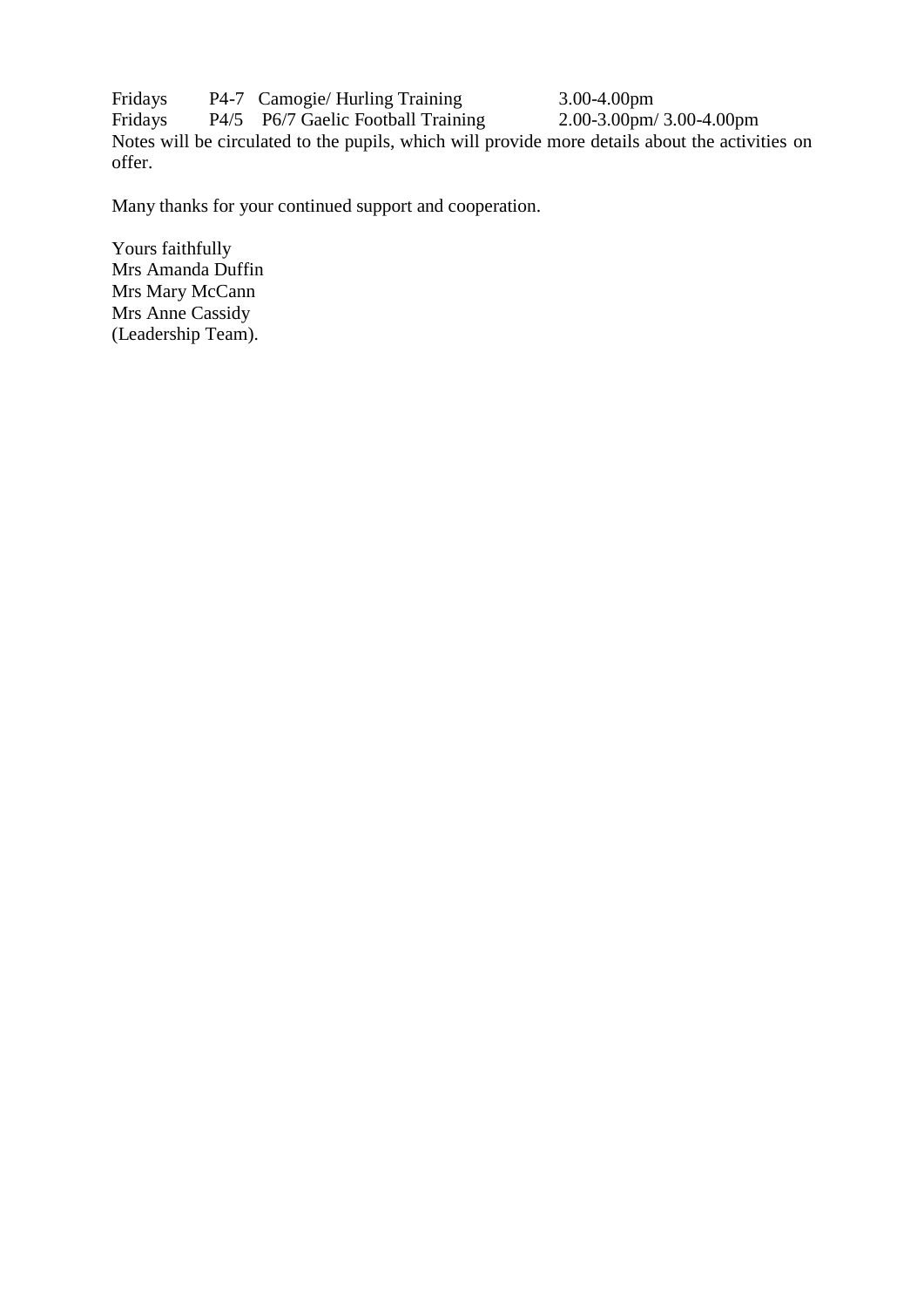| | | | |
|---|---|---|---|
| Fridays | P4-7 | Camogie/ Hurling Training | 3.00-4.00pm |
| Fridays | P4/5 | P6/7 Gaelic Football Training | 2.00-3.00pm/ 3.00-4.00pm |

Notes will be circulated to the pupils, which will provide more details about the activities on offer.

Many thanks for your continued support and cooperation.

Yours faithfully  
Mrs Amanda Duffin  
Mrs Mary McCann  
Mrs Anne Cassidy  
(Leadership Team).